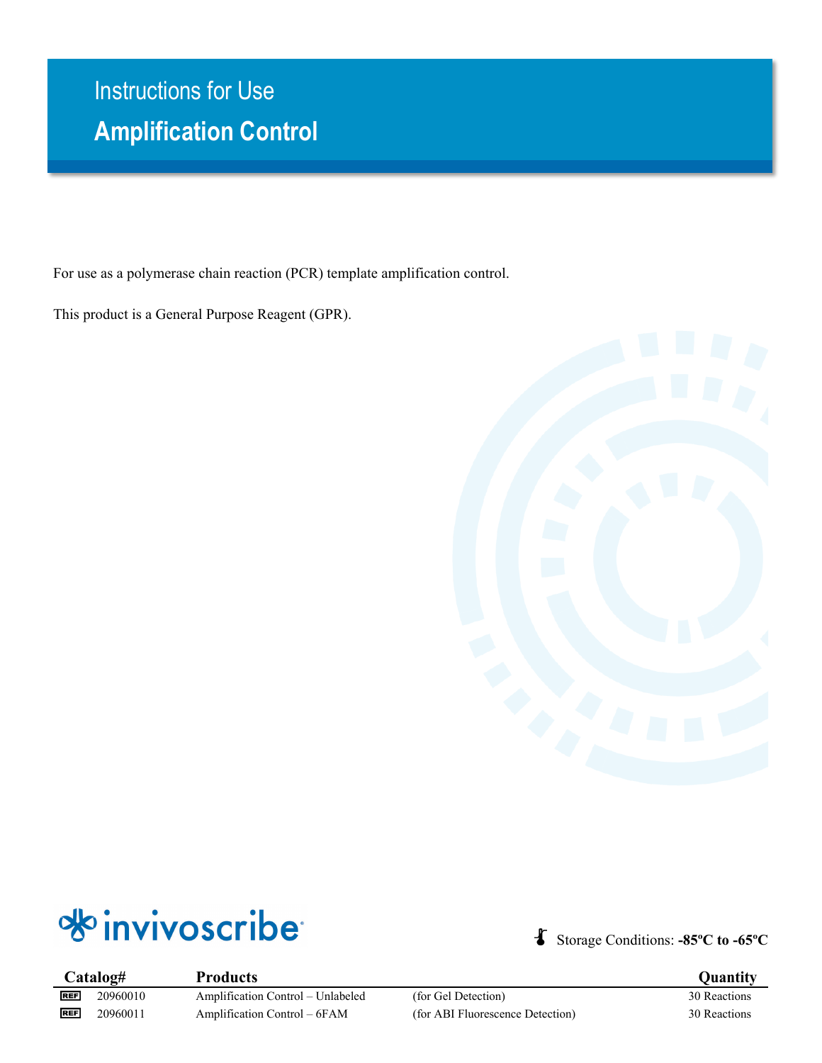# Instructions for Use

## Amplification Control

For use as a polymerase chain reaction (PCR) template amplification control.

This product is a General Purpose Reagent (GPR).

invivoscribe

Storage Conditions: **-85ºC to -65ºC**

| Catalog# | Products | | Quantity |
|---|---|---|---|
| REF 20960010 | Amplification Control – Unlabeled | (for Gel Detection) | 30 Reactions |
| REF 20960011 | Amplification Control – 6FAM | (for ABI Fluorescence Detection) | 30 Reactions |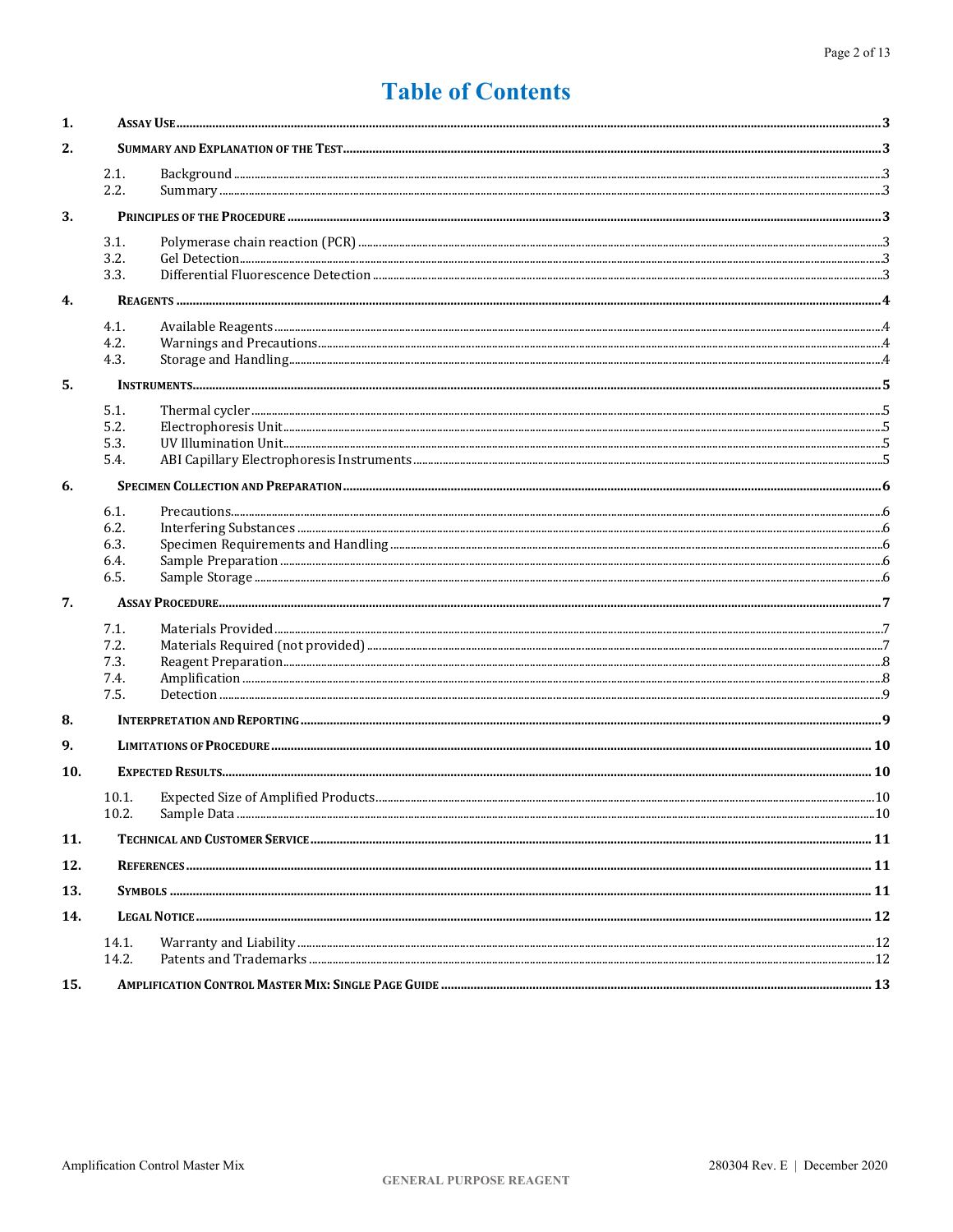# Table of Contents

| | | |
|---|---|---|
| **1.** | **Assay Use** | **3** |
| **2.** | **Summary and Explanation of the Test** | **3** |
| 2.1. | Background | 3 |
| 2.2. | Summary | 3 |
| **3.** | **Principles of the Procedure** | **3** |
| 3.1. | Polymerase chain reaction (PCR) | 3 |
| 3.2. | Gel Detection | 3 |
| 3.3. | Differential Fluorescence Detection | 3 |
| **4.** | **Reagents** | **4** |
| 4.1. | Available Reagents | 4 |
| 4.2. | Warnings and Precautions | 4 |
| 4.3. | Storage and Handling | 4 |
| **5.** | **Instruments** | **5** |
| 5.1. | Thermal cycler | 5 |
| 5.2. | Electrophoresis Unit | 5 |
| 5.3. | UV Illumination Unit | 5 |
| 5.4. | ABI Capillary Electrophoresis Instruments | 5 |
| **6.** | **Specimen Collection and Preparation** | **6** |
| 6.1. | Precautions | 6 |
| 6.2. | Interfering Substances | 6 |
| 6.3. | Specimen Requirements and Handling | 6 |
| 6.4. | Sample Preparation | 6 |
| 6.5. | Sample Storage | 6 |
| **7.** | **Assay Procedure** | **7** |
| 7.1. | Materials Provided | 7 |
| 7.2. | Materials Required (not provided) | 7 |
| 7.3. | Reagent Preparation | 8 |
| 7.4. | Amplification | 8 |
| 7.5. | Detection | 9 |
| **8.** | **Interpretation and Reporting** | **9** |
| **9.** | **Limitations of Procedure** | **10** |
| **10.** | **Expected Results** | **10** |
| 10.1. | Expected Size of Amplified Products | 10 |
| 10.2. | Sample Data | 10 |
| **11.** | **Technical and Customer Service** | **11** |
| **12.** | **References** | **11** |
| **13.** | **Symbols** | **11** |
| **14.** | **Legal Notice** | **12** |
| 14.1. | Warranty and Liability | 12 |
| 14.2. | Patents and Trademarks | 12 |
| **15.** | **Amplification Control Master Mix: Single Page Guide** | **13** |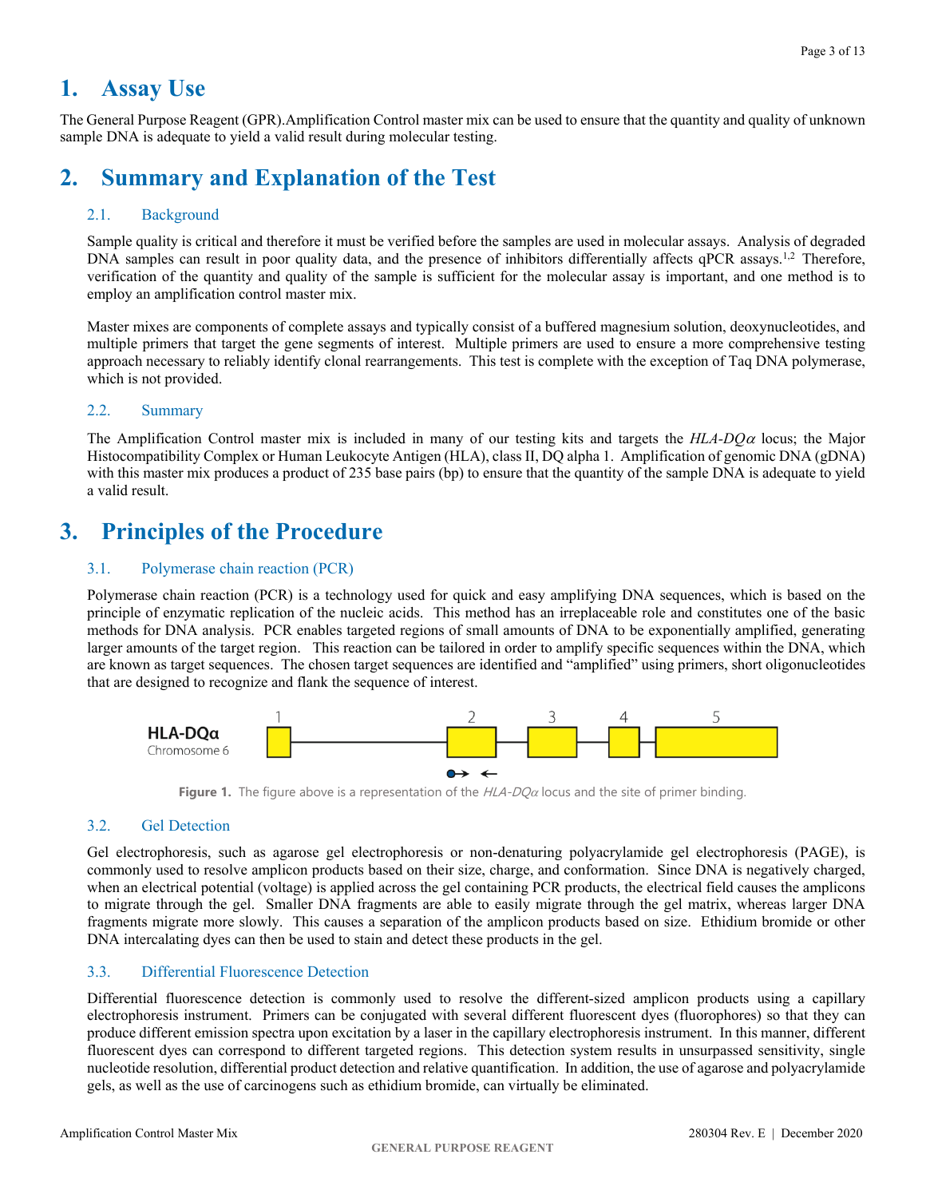# 1. Assay Use

The General Purpose Reagent (GPR).Amplification Control master mix can be used to ensure that the quantity and quality of unknown sample DNA is adequate to yield a valid result during molecular testing.

# 2. Summary and Explanation of the Test

## 2.1. Background

Sample quality is critical and therefore it must be verified before the samples are used in molecular assays. Analysis of degraded DNA samples can result in poor quality data, and the presence of inhibitors differentially affects qPCR assays.[1,2] Therefore, verification of the quantity and quality of the sample is sufficient for the molecular assay is important, and one method is to employ an amplification control master mix.

Master mixes are components of complete assays and typically consist of a buffered magnesium solution, deoxynucleotides, and multiple primers that target the gene segments of interest. Multiple primers are used to ensure a more comprehensive testing approach necessary to reliably identify clonal rearrangements. This test is complete with the exception of Taq DNA polymerase, which is not provided.

## 2.2. Summary

The Amplification Control master mix is included in many of our testing kits and targets the *HLA-DQα* locus; the Major Histocompatibility Complex or Human Leukocyte Antigen (HLA), class II, DQ alpha 1. Amplification of genomic DNA (gDNA) with this master mix produces a product of 235 base pairs (bp) to ensure that the quantity of the sample DNA is adequate to yield a valid result.

# 3. Principles of the Procedure

## 3.1. Polymerase chain reaction (PCR)

Polymerase chain reaction (PCR) is a technology used for quick and easy amplifying DNA sequences, which is based on the principle of enzymatic replication of the nucleic acids. This method has an irreplaceable role and constitutes one of the basic methods for DNA analysis. PCR enables targeted regions of small amounts of DNA to be exponentially amplified, generating larger amounts of the target region. This reaction can be tailored in order to amplify specific sequences within the DNA, which are known as target sequences. The chosen target sequences are identified and "amplified" using primers, short oligonucleotides that are designed to recognize and flank the sequence of interest.

HLA-DQα
Chromosome 6

1 2 3 4 5

**Figure 1.** The figure above is a representation of the *HLA-DQα* locus and the site of primer binding.

## 3.2. Gel Detection

Gel electrophoresis, such as agarose gel electrophoresis or non-denaturing polyacrylamide gel electrophoresis (PAGE), is commonly used to resolve amplicon products based on their size, charge, and conformation. Since DNA is negatively charged, when an electrical potential (voltage) is applied across the gel containing PCR products, the electrical field causes the amplicons to migrate through the gel. Smaller DNA fragments are able to easily migrate through the gel matrix, whereas larger DNA fragments migrate more slowly. This causes a separation of the amplicon products based on size. Ethidium bromide or other DNA intercalating dyes can then be used to stain and detect these products in the gel.

## 3.3. Differential Fluorescence Detection

Differential fluorescence detection is commonly used to resolve the different-sized amplicon products using a capillary electrophoresis instrument. Primers can be conjugated with several different fluorescent dyes (fluorophores) so that they can produce different emission spectra upon excitation by a laser in the capillary electrophoresis instrument. In this manner, different fluorescent dyes can correspond to different targeted regions. This detection system results in unsurpassed sensitivity, single nucleotide resolution, differential product detection and relative quantification. In addition, the use of agarose and polyacrylamide gels, as well as the use of carcinogens such as ethidium bromide, can virtually be eliminated.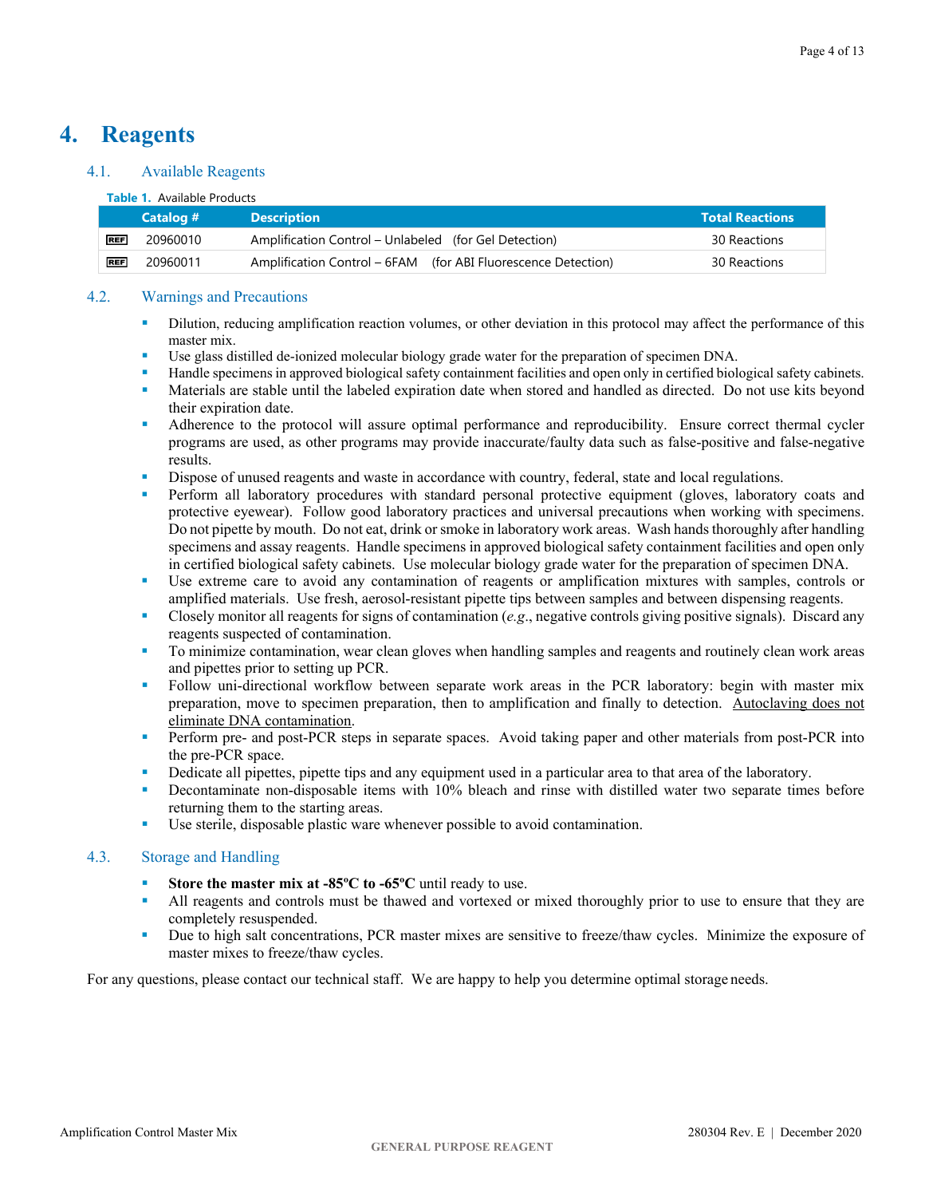# 4. Reagents

## 4.1. Available Reagents

**Table 1.** Available Products

| | Catalog # | Description | Total Reactions |
|---|---|---|---|
| REF | 20960010 | Amplification Control – Unlabeled (for Gel Detection) | 30 Reactions |
| REF | 20960011 | Amplification Control – 6FAM (for ABI Fluorescence Detection) | 30 Reactions |

## 4.2. Warnings and Precautions

- Dilution, reducing amplification reaction volumes, or other deviation in this protocol may affect the performance of this master mix.
- Use glass distilled de-ionized molecular biology grade water for the preparation of specimen DNA.
- Handle specimens in approved biological safety containment facilities and open only in certified biological safety cabinets.
- Materials are stable until the labeled expiration date when stored and handled as directed. Do not use kits beyond their expiration date.
- Adherence to the protocol will assure optimal performance and reproducibility. Ensure correct thermal cycler programs are used, as other programs may provide inaccurate/faulty data such as false-positive and false-negative results.
- Dispose of unused reagents and waste in accordance with country, federal, state and local regulations.
- Perform all laboratory procedures with standard personal protective equipment (gloves, laboratory coats and protective eyewear). Follow good laboratory practices and universal precautions when working with specimens. Do not pipette by mouth. Do not eat, drink or smoke in laboratory work areas. Wash hands thoroughly after handling specimens and assay reagents. Handle specimens in approved biological safety containment facilities and open only in certified biological safety cabinets. Use molecular biology grade water for the preparation of specimen DNA.
- Use extreme care to avoid any contamination of reagents or amplification mixtures with samples, controls or amplified materials. Use fresh, aerosol-resistant pipette tips between samples and between dispensing reagents.
- Closely monitor all reagents for signs of contamination (*e.g.*, negative controls giving positive signals). Discard any reagents suspected of contamination.
- To minimize contamination, wear clean gloves when handling samples and reagents and routinely clean work areas and pipettes prior to setting up PCR.
- Follow uni-directional workflow between separate work areas in the PCR laboratory: begin with master mix preparation, move to specimen preparation, then to amplification and finally to detection. <u>Autoclaving does not eliminate DNA contamination</u>.
- Perform pre- and post-PCR steps in separate spaces. Avoid taking paper and other materials from post-PCR into the pre-PCR space.
- Dedicate all pipettes, pipette tips and any equipment used in a particular area to that area of the laboratory.
- Decontaminate non-disposable items with 10% bleach and rinse with distilled water two separate times before returning them to the starting areas.
- Use sterile, disposable plastic ware whenever possible to avoid contamination.

## 4.3. Storage and Handling

- **Store the master mix at -85ºC to -65ºC** until ready to use.
- All reagents and controls must be thawed and vortexed or mixed thoroughly prior to use to ensure that they are completely resuspended.
- Due to high salt concentrations, PCR master mixes are sensitive to freeze/thaw cycles. Minimize the exposure of master mixes to freeze/thaw cycles.

For any questions, please contact our technical staff. We are happy to help you determine optimal storage needs.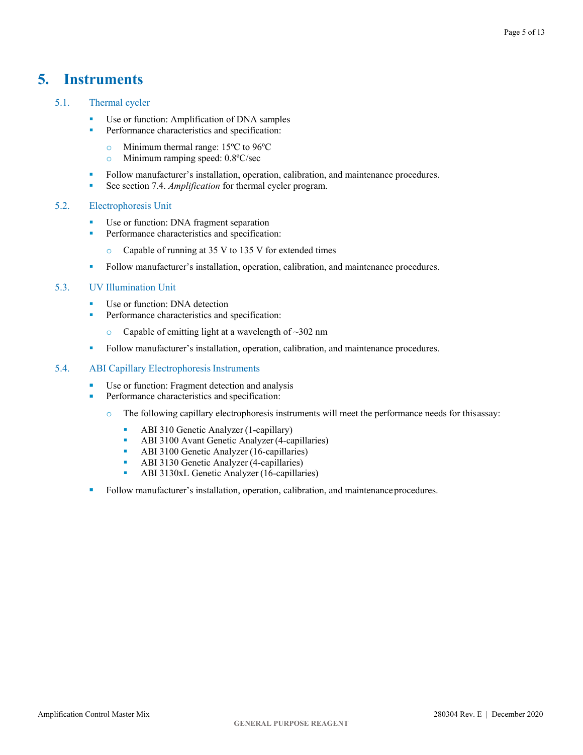# 5. Instruments

## 5.1. Thermal cycler

- Use or function: Amplification of DNA samples
- Performance characteristics and specification:
  - Minimum thermal range: 15ºC to 96ºC
  - Minimum ramping speed: 0.8ºC/sec
- Follow manufacturer's installation, operation, calibration, and maintenance procedures.
- See section 7.4. *Amplification* for thermal cycler program.

## 5.2. Electrophoresis Unit

- Use or function: DNA fragment separation
- Performance characteristics and specification:
  - Capable of running at 35 V to 135 V for extended times
- Follow manufacturer's installation, operation, calibration, and maintenance procedures.

## 5.3. UV Illumination Unit

- Use or function: DNA detection
- Performance characteristics and specification:
  - Capable of emitting light at a wavelength of ~302 nm
- Follow manufacturer's installation, operation, calibration, and maintenance procedures.

## 5.4. ABI Capillary Electrophoresis Instruments

- Use or function: Fragment detection and analysis
- Performance characteristics and specification:
  - The following capillary electrophoresis instruments will meet the performance needs for this assay:
    - ABI 310 Genetic Analyzer (1-capillary)
    - ABI 3100 Avant Genetic Analyzer (4-capillaries)
    - ABI 3100 Genetic Analyzer (16-capillaries)
    - ABI 3130 Genetic Analyzer (4-capillaries)
    - ABI 3130xL Genetic Analyzer (16-capillaries)
- Follow manufacturer's installation, operation, calibration, and maintenance procedures.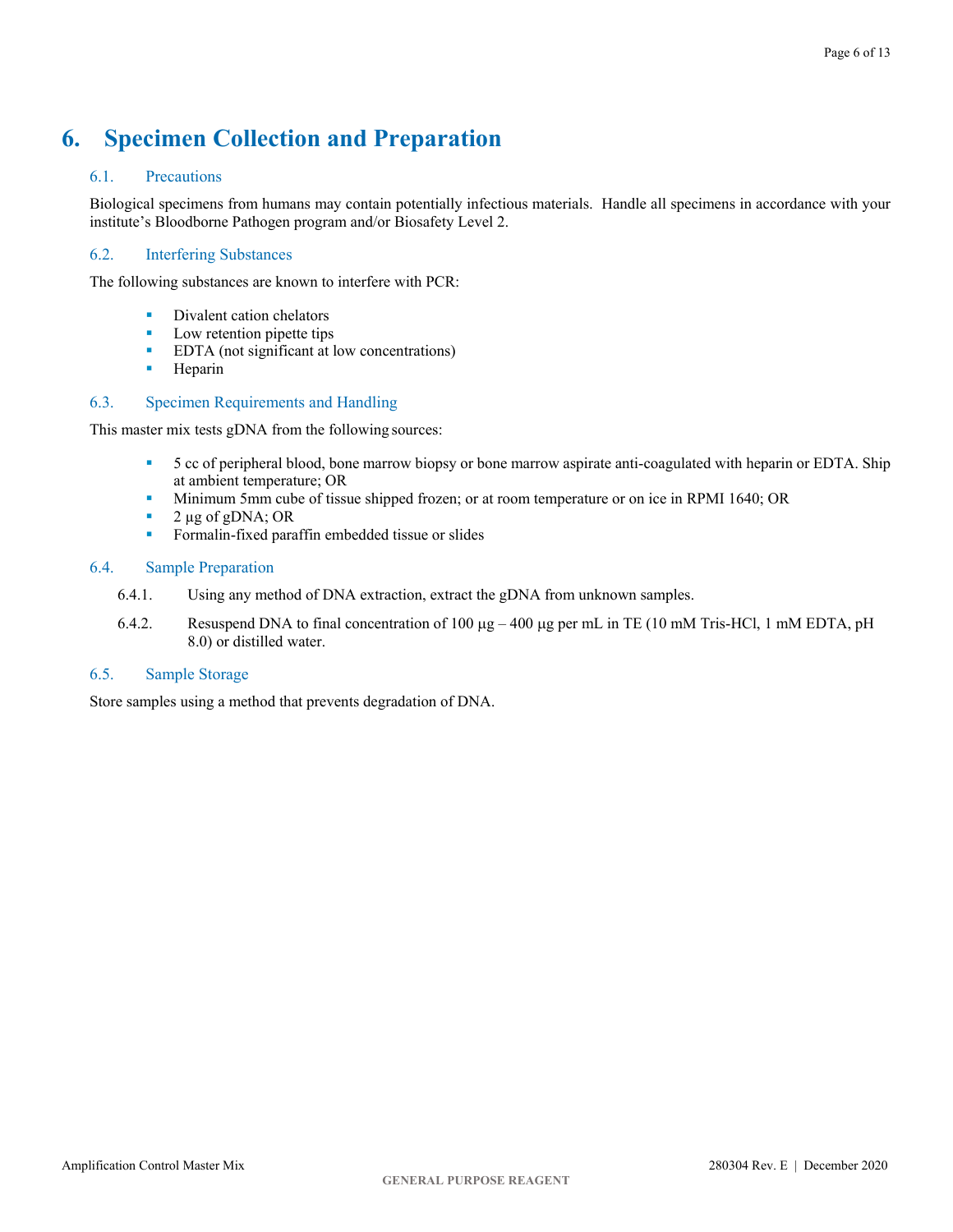# 6. Specimen Collection and Preparation

## 6.1. Precautions

Biological specimens from humans may contain potentially infectious materials. Handle all specimens in accordance with your institute's Bloodborne Pathogen program and/or Biosafety Level 2.

## 6.2. Interfering Substances

The following substances are known to interfere with PCR:

- Divalent cation chelators
- Low retention pipette tips
- EDTA (not significant at low concentrations)
- Heparin

## 6.3. Specimen Requirements and Handling

This master mix tests gDNA from the following sources:

- 5 cc of peripheral blood, bone marrow biopsy or bone marrow aspirate anti-coagulated with heparin or EDTA. Ship at ambient temperature; OR
- Minimum 5mm cube of tissue shipped frozen; or at room temperature or on ice in RPMI 1640; OR
- 2 µg of gDNA; OR
- Formalin-fixed paraffin embedded tissue or slides

## 6.4. Sample Preparation

6.4.1. Using any method of DNA extraction, extract the gDNA from unknown samples.

6.4.2. Resuspend DNA to final concentration of 100 µg – 400 µg per mL in TE (10 mM Tris-HCl, 1 mM EDTA, pH 8.0) or distilled water.

## 6.5. Sample Storage

Store samples using a method that prevents degradation of DNA.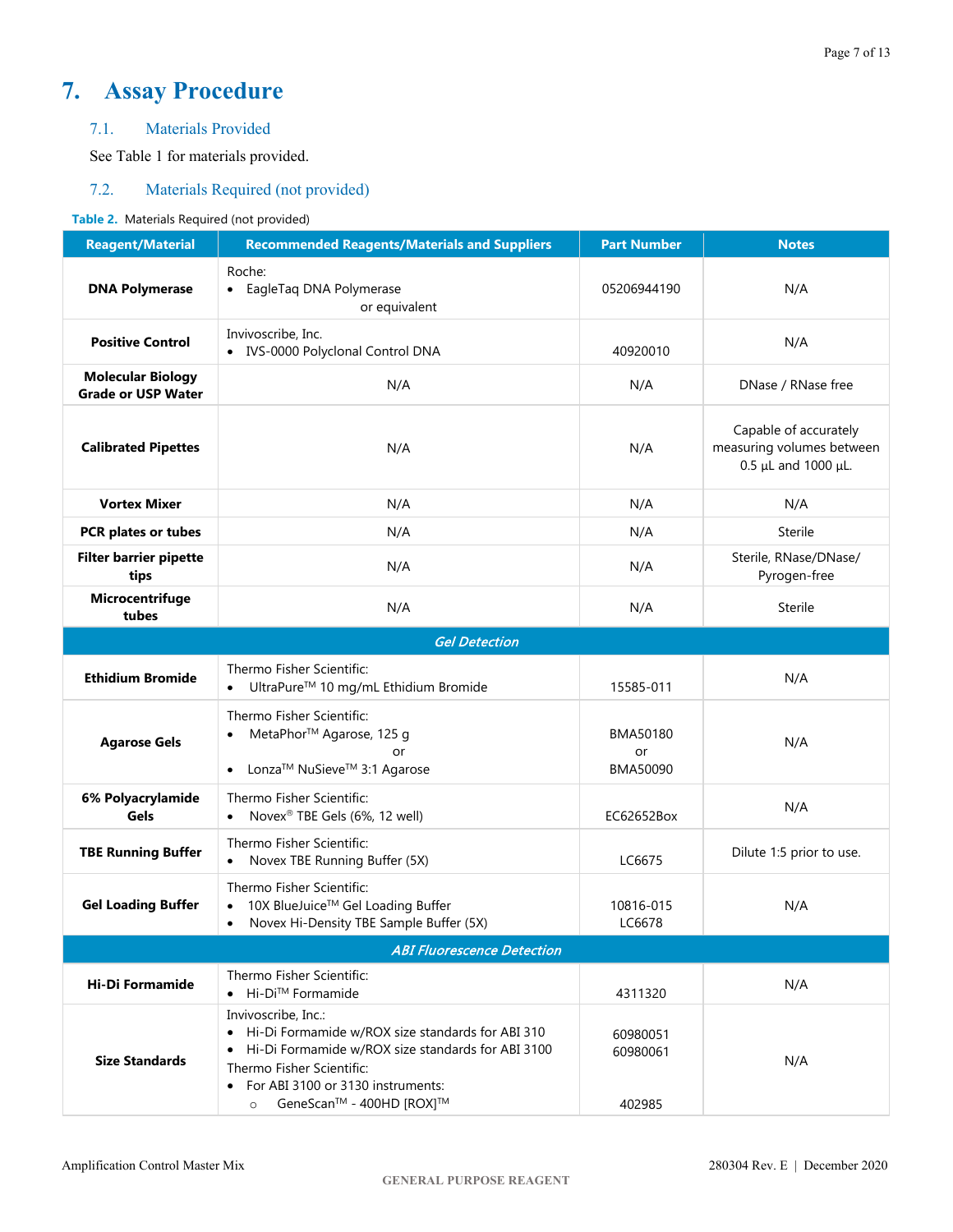# 7. Assay Procedure

## 7.1. Materials Provided

See Table 1 for materials provided.

## 7.2. Materials Required (not provided)

**Table 2.** Materials Required (not provided)

| Reagent/Material | Recommended Reagents/Materials and Suppliers | Part Number | Notes |
|---|---|---|---|
| **DNA Polymerase** | Roche:<br>• EagleTaq DNA Polymerase<br>or equivalent | 05206944190 | N/A |
| **Positive Control** | Invivoscribe, Inc.<br>• IVS-0000 Polyclonal Control DNA | 40920010 | N/A |
| **Molecular Biology Grade or USP Water** | N/A | N/A | DNase / RNase free |
| **Calibrated Pipettes** | N/A | N/A | Capable of accurately measuring volumes between 0.5 µL and 1000 µL. |
| **Vortex Mixer** | N/A | N/A | N/A |
| **PCR plates or tubes** | N/A | N/A | Sterile |
| **Filter barrier pipette tips** | N/A | N/A | Sterile, RNase/DNase/ Pyrogen-free |
| **Microcentrifuge tubes** | N/A | N/A | Sterile |
| ***Gel Detection*** | | | |
| **Ethidium Bromide** | Thermo Fisher Scientific:<br>• UltraPure™ 10 mg/mL Ethidium Bromide | 15585-011 | N/A |
| **Agarose Gels** | Thermo Fisher Scientific:<br>• MetaPhor™ Agarose, 125 g<br>or<br>• Lonza™ NuSieve™ 3:1 Agarose | BMA50180<br>or<br>BMA50090 | N/A |
| **6% Polyacrylamide Gels** | Thermo Fisher Scientific:<br>• Novex® TBE Gels (6%, 12 well) | EC62652Box | N/A |
| **TBE Running Buffer** | Thermo Fisher Scientific:<br>• Novex TBE Running Buffer (5X) | LC6675 | Dilute 1:5 prior to use. |
| **Gel Loading Buffer** | Thermo Fisher Scientific:<br>• 10X BlueJuice™ Gel Loading Buffer<br>• Novex Hi-Density TBE Sample Buffer (5X) | 10816-015<br>LC6678 | N/A |
| ***ABI Fluorescence Detection*** | | | |
| **Hi-Di Formamide** | Thermo Fisher Scientific:<br>• Hi-Di™ Formamide | 4311320 | N/A |
| **Size Standards** | Invivoscribe, Inc.:<br>• Hi-Di Formamide w/ROX size standards for ABI 310<br>• Hi-Di Formamide w/ROX size standards for ABI 3100<br>Thermo Fisher Scientific:<br>• For ABI 3100 or 3130 instruments:<br>○ GeneScan™ - 400HD [ROX]™ | 60980051<br>60980061<br><br><br>402985 | N/A |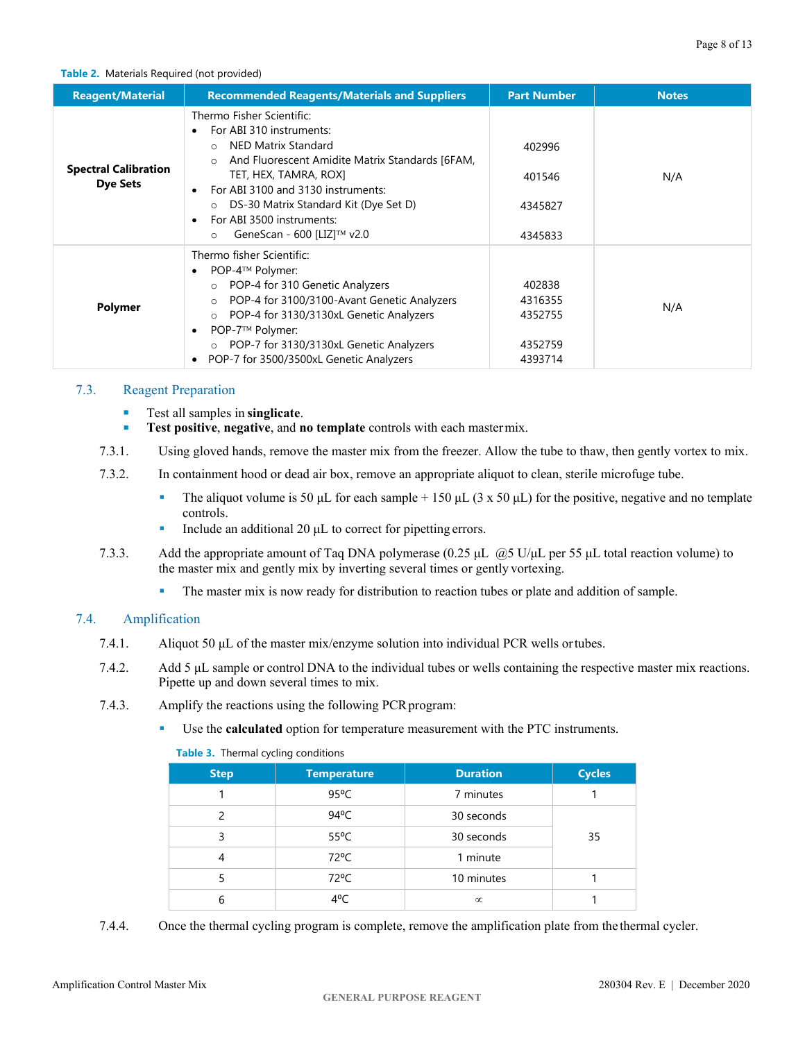**Table 2.** Materials Required (not provided)

| Reagent/Material | Recommended Reagents/Materials and Suppliers | Part Number | Notes |
|---|---|---|---|
| **Spectral Calibration Dye Sets** | Thermo Fisher Scientific:<br>• For ABI 310 instruments:<br>  ○ NED Matrix Standard<br>  ○ And Fluorescent Amidite Matrix Standards [6FAM, TET, HEX, TAMRA, ROX]<br>• For ABI 3100 and 3130 instruments:<br>  ○ DS-30 Matrix Standard Kit (Dye Set D)<br>• For ABI 3500 instruments:<br>  ○ GeneScan - 600 [LIZ]™ v2.0 | <br><br>402996<br>401546<br><br>4345827<br><br>4345833 | N/A |
| **Polymer** | Thermo fisher Scientific:<br>• POP-4™ Polymer:<br>  ○ POP-4 for 310 Genetic Analyzers<br>  ○ POP-4 for 3100/3100-Avant Genetic Analyzers<br>  ○ POP-4 for 3130/3130xL Genetic Analyzers<br>• POP-7™ Polymer:<br>  ○ POP-7 for 3130/3130xL Genetic Analyzers<br>• POP-7 for 3500/3500xL Genetic Analyzers | <br><br>402838<br>4316355<br>4352755<br><br>4352759<br>4393714 | N/A |

## 7.3. Reagent Preparation

- Test all samples in **singlicate**.
- **Test positive**, **negative**, and **no template** controls with each master mix.

7.3.1. Using gloved hands, remove the master mix from the freezer. Allow the tube to thaw, then gently vortex to mix.

7.3.2. In containment hood or dead air box, remove an appropriate aliquot to clean, sterile microfuge tube.

- The aliquot volume is 50 µL for each sample + 150 µL (3 x 50 µL) for the positive, negative and no template controls.
- Include an additional 20 µL to correct for pipetting errors.

7.3.3. Add the appropriate amount of Taq DNA polymerase (0.25 µL @5 U/µL per 55 µL total reaction volume) to the master mix and gently mix by inverting several times or gently vortexing.

- The master mix is now ready for distribution to reaction tubes or plate and addition of sample.

## 7.4. Amplification

7.4.1. Aliquot 50 µL of the master mix/enzyme solution into individual PCR wells or tubes.

7.4.2. Add 5 µL sample or control DNA to the individual tubes or wells containing the respective master mix reactions. Pipette up and down several times to mix.

7.4.3. Amplify the reactions using the following PCR program:

- Use the **calculated** option for temperature measurement with the PTC instruments.

**Table 3.** Thermal cycling conditions

| Step | Temperature | Duration | Cycles |
|---|---|---|---|
| 1 | 95ºC | 7 minutes | 1 |
| 2 | 94ºC | 30 seconds | 35 |
| 3 | 55ºC | 30 seconds | |
| 4 | 72ºC | 1 minute | |
| 5 | 72ºC | 10 minutes | 1 |
| 6 | 4ºC | ∝ | 1 |

7.4.4. Once the thermal cycling program is complete, remove the amplification plate from the thermal cycler.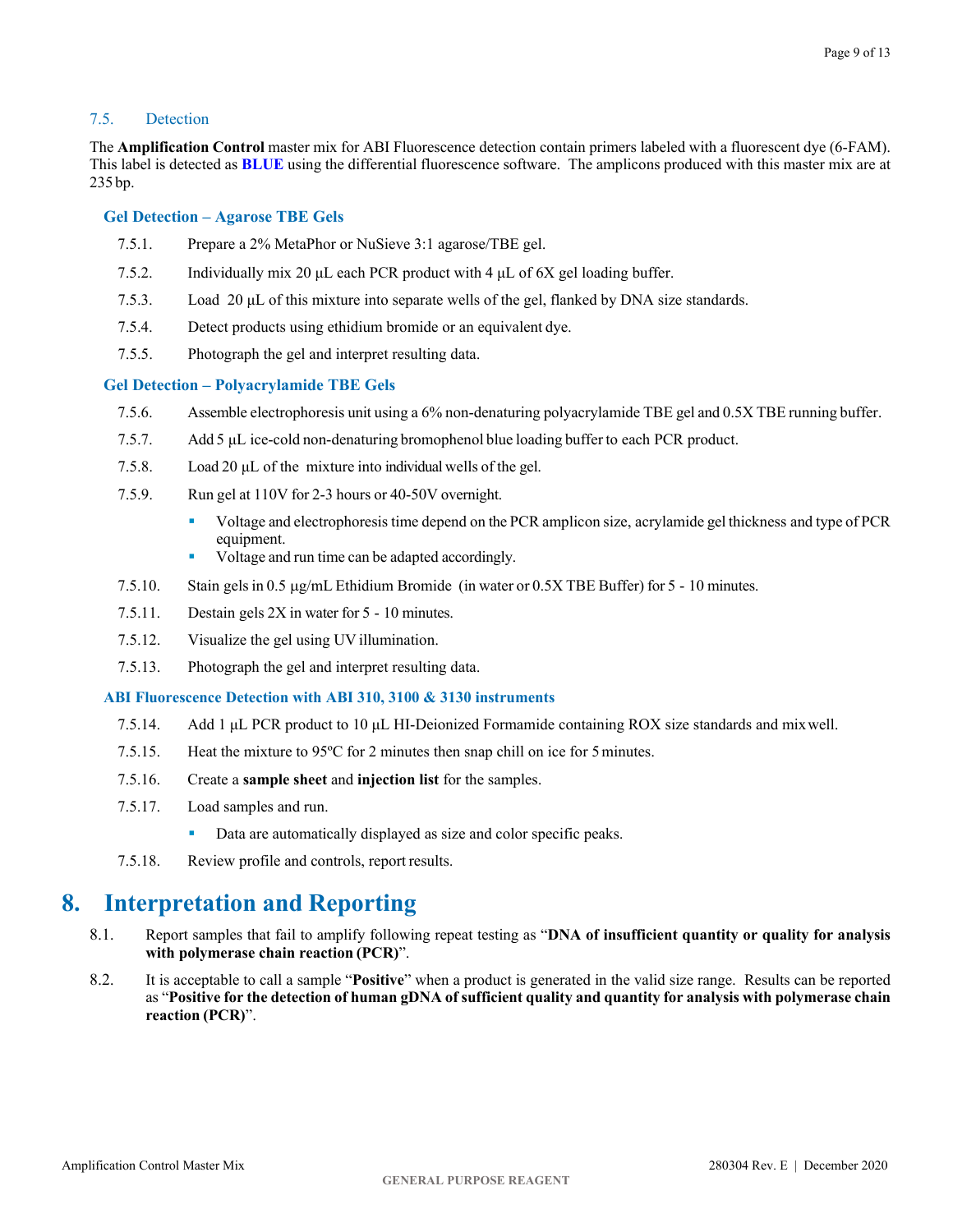### 7.5. Detection

The **Amplification Control** master mix for ABI Fluorescence detection contain primers labeled with a fluorescent dye (6-FAM). This label is detected as **BLUE** using the differential fluorescence software. The amplicons produced with this master mix are at 235 bp.

#### Gel Detection – Agarose TBE Gels

7.5.1. Prepare a 2% MetaPhor or NuSieve 3:1 agarose/TBE gel.

7.5.2. Individually mix 20 µL each PCR product with 4 µL of 6X gel loading buffer.

7.5.3. Load 20 µL of this mixture into separate wells of the gel, flanked by DNA size standards.

7.5.4. Detect products using ethidium bromide or an equivalent dye.

7.5.5. Photograph the gel and interpret resulting data.

#### Gel Detection – Polyacrylamide TBE Gels

7.5.6. Assemble electrophoresis unit using a 6% non-denaturing polyacrylamide TBE gel and 0.5X TBE running buffer.

7.5.7. Add 5 µL ice-cold non-denaturing bromophenol blue loading buffer to each PCR product.

7.5.8. Load 20 µL of the mixture into individual wells of the gel.

7.5.9. Run gel at 110V for 2-3 hours or 40-50V overnight.

- Voltage and electrophoresis time depend on the PCR amplicon size, acrylamide gel thickness and type of PCR equipment.
- Voltage and run time can be adapted accordingly.

7.5.10. Stain gels in 0.5 µg/mL Ethidium Bromide (in water or 0.5X TBE Buffer) for 5 - 10 minutes.

7.5.11. Destain gels 2X in water for 5 - 10 minutes.

7.5.12. Visualize the gel using UV illumination.

7.5.13. Photograph the gel and interpret resulting data.

#### ABI Fluorescence Detection with ABI 310, 3100 & 3130 instruments

7.5.14. Add 1 µL PCR product to 10 µL HI-Deionized Formamide containing ROX size standards and mix well.

7.5.15. Heat the mixture to 95ºC for 2 minutes then snap chill on ice for 5 minutes.

7.5.16. Create a **sample sheet** and **injection list** for the samples.

7.5.17. Load samples and run.

- Data are automatically displayed as size and color specific peaks.

7.5.18. Review profile and controls, report results.

# 8. Interpretation and Reporting

8.1. Report samples that fail to amplify following repeat testing as "**DNA of insufficient quantity or quality for analysis with polymerase chain reaction (PCR)**".

8.2. It is acceptable to call a sample "**Positive**" when a product is generated in the valid size range. Results can be reported as "**Positive for the detection of human gDNA of sufficient quality and quantity for analysis with polymerase chain reaction (PCR)**".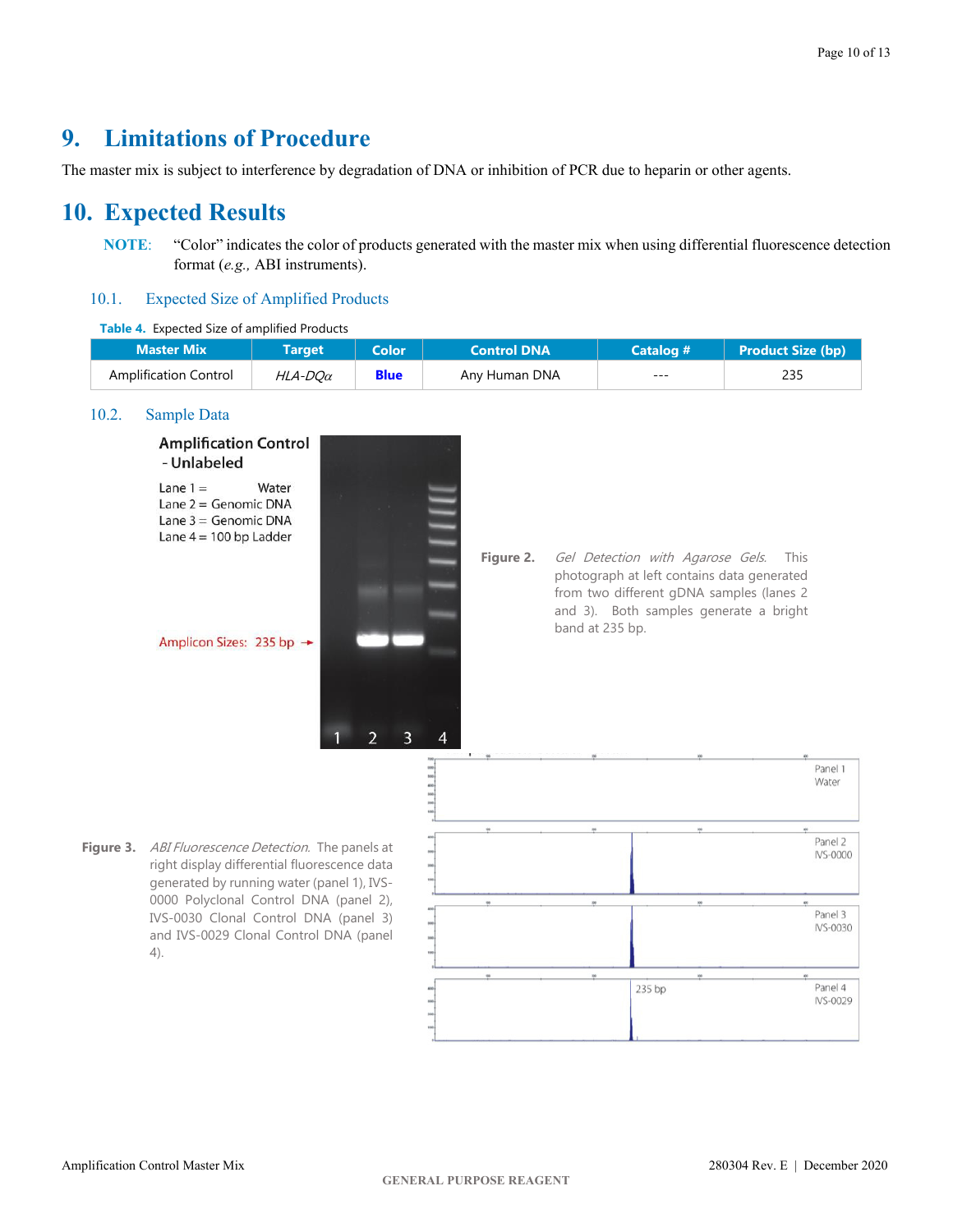# 9. Limitations of Procedure

The master mix is subject to interference by degradation of DNA or inhibition of PCR due to heparin or other agents.

# 10. Expected Results

**NOTE:** "Color" indicates the color of products generated with the master mix when using differential fluorescence detection format (*e.g.,* ABI instruments).

## 10.1. Expected Size of Amplified Products

**Table 4.** Expected Size of amplified Products

| Master Mix | Target | Color | Control DNA | Catalog # | Product Size (bp) |
|---|---|---|---|---|---|
| Amplification Control | *HLA-DQα* | **Blue** | Any Human DNA | --- | 235 |

## 10.2. Sample Data

Amplification Control - Unlabeled

Lane 1 = Water
Lane 2 = Genomic DNA
Lane 3 = Genomic DNA
Lane 4 = 100 bp Ladder

Amplicon Sizes: 235 bp →

**Figure 2.** *Gel Detection with Agarose Gels.* This photograph at left contains data generated from two different gDNA samples (lanes 2 and 3). Both samples generate a bright band at 235 bp.

**Figure 3.** *ABI Fluorescence Detection.* The panels at right display differential fluorescence data generated by running water (panel 1), IVS-0000 Polyclonal Control DNA (panel 2), IVS-0030 Clonal Control DNA (panel 3) and IVS-0029 Clonal Control DNA (panel 4).

Panel 1 Water

Panel 2 IVS-0000

Panel 3 IVS-0030

Panel 4 IVS-0029

235 bp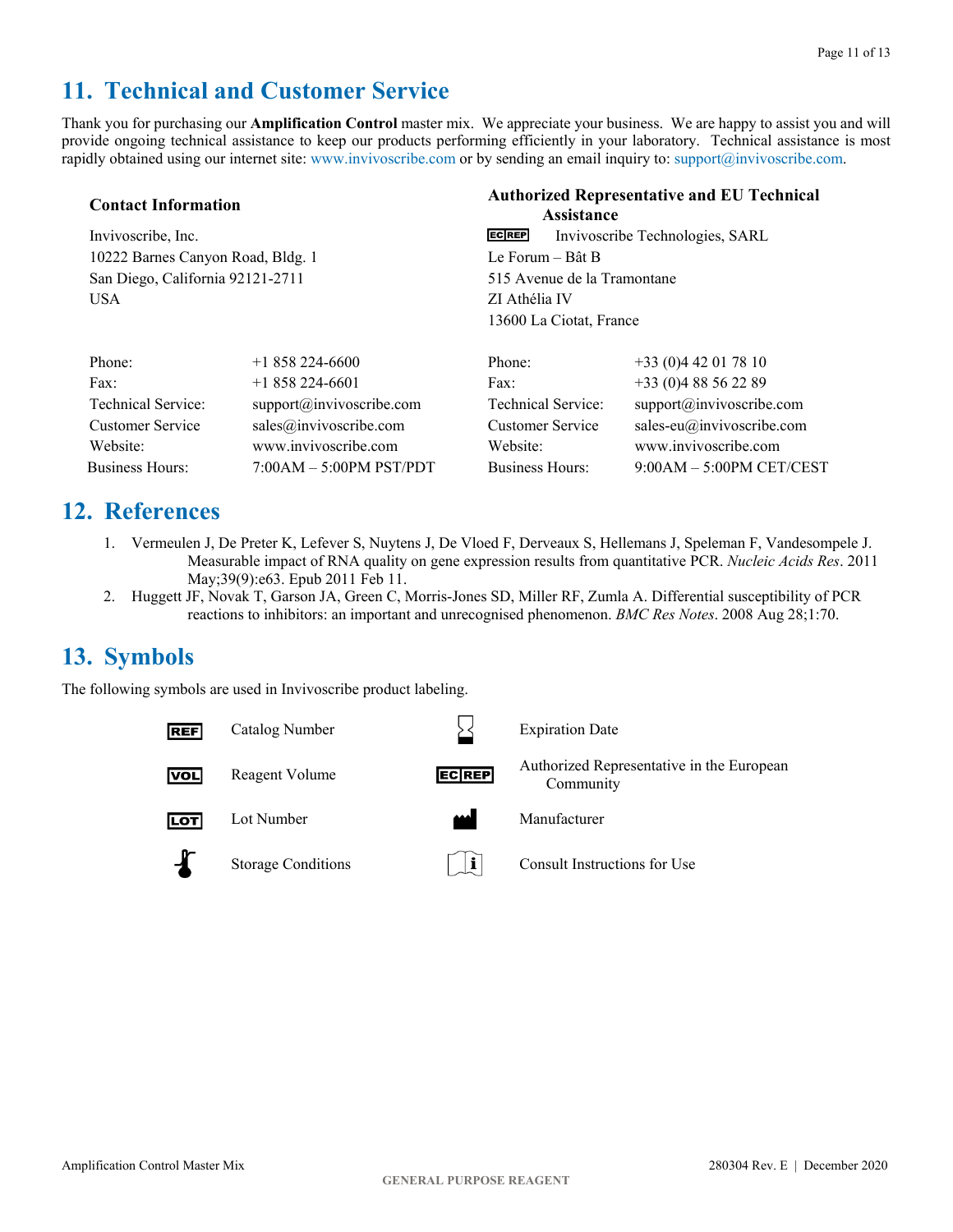## 11. Technical and Customer Service

Thank you for purchasing our **Amplification Control** master mix. We appreciate your business. We are happy to assist you and will provide ongoing technical assistance to keep our products performing efficiently in your laboratory. Technical assistance is most rapidly obtained using our internet site: www.invivoscribe.com or by sending an email inquiry to: support@invivoscribe.com.

**Contact Information**

Invivoscribe, Inc.
10222 Barnes Canyon Road, Bldg. 1
San Diego, California 92121-2711
USA

| | |
|---|---|
| Phone: | +1 858 224-6600 |
| Fax: | +1 858 224-6601 |
| Technical Service: | support@invivoscribe.com |
| Customer Service | sales@invivoscribe.com |
| Website: | www.invivoscribe.com |
| Business Hours: | 7:00AM – 5:00PM PST/PDT |

**Authorized Representative and EU Technical Assistance**

EC REP Invivoscribe Technologies, SARL
Le Forum – Bât B
515 Avenue de la Tramontane
ZI Athélia IV
13600 La Ciotat, France

| | |
|---|---|
| Phone: | +33 (0)4 42 01 78 10 |
| Fax: | +33 (0)4 88 56 22 89 |
| Technical Service: | support@invivoscribe.com |
| Customer Service | sales-eu@invivoscribe.com |
| Website: | www.invivoscribe.com |
| Business Hours: | 9:00AM – 5:00PM CET/CEST |

## 12. References

1. Vermeulen J, De Preter K, Lefever S, Nuytens J, De Vloed F, Derveaux S, Hellemans J, Speleman F, Vandesompele J. Measurable impact of RNA quality on gene expression results from quantitative PCR. *Nucleic Acids Res*. 2011 May;39(9):e63. Epub 2011 Feb 11.
2. Huggett JF, Novak T, Garson JA, Green C, Morris-Jones SD, Miller RF, Zumla A. Differential susceptibility of PCR reactions to inhibitors: an important and unrecognised phenomenon. *BMC Res Notes*. 2008 Aug 28;1:70.

## 13. Symbols

The following symbols are used in Invivoscribe product labeling.

| Symbol | Meaning | Symbol | Meaning |
|---|---|---|---|
| REF | Catalog Number | | Expiration Date |
| VOL | Reagent Volume | EC REP | Authorized Representative in the European Community |
| LOT | Lot Number | | Manufacturer |
| | Storage Conditions | | Consult Instructions for Use |

Amplification Control Master Mix 280304 Rev. E | December 2020
GENERAL PURPOSE REAGENT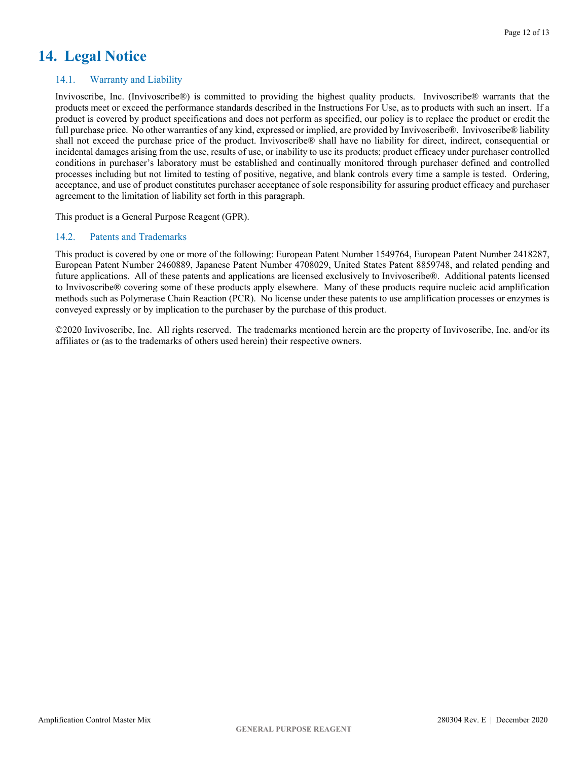# 14. Legal Notice

## 14.1. Warranty and Liability

Invivoscribe, Inc. (Invivoscribe®) is committed to providing the highest quality products. Invivoscribe® warrants that the products meet or exceed the performance standards described in the Instructions For Use, as to products with such an insert. If a product is covered by product specifications and does not perform as specified, our policy is to replace the product or credit the full purchase price. No other warranties of any kind, expressed or implied, are provided by Invivoscribe®. Invivoscribe® liability shall not exceed the purchase price of the product. Invivoscribe® shall have no liability for direct, indirect, consequential or incidental damages arising from the use, results of use, or inability to use its products; product efficacy under purchaser controlled conditions in purchaser's laboratory must be established and continually monitored through purchaser defined and controlled processes including but not limited to testing of positive, negative, and blank controls every time a sample is tested. Ordering, acceptance, and use of product constitutes purchaser acceptance of sole responsibility for assuring product efficacy and purchaser agreement to the limitation of liability set forth in this paragraph.

This product is a General Purpose Reagent (GPR).

## 14.2. Patents and Trademarks

This product is covered by one or more of the following: European Patent Number 1549764, European Patent Number 2418287, European Patent Number 2460889, Japanese Patent Number 4708029, United States Patent 8859748, and related pending and future applications. All of these patents and applications are licensed exclusively to Invivoscribe®. Additional patents licensed to Invivoscribe® covering some of these products apply elsewhere. Many of these products require nucleic acid amplification methods such as Polymerase Chain Reaction (PCR). No license under these patents to use amplification processes or enzymes is conveyed expressly or by implication to the purchaser by the purchase of this product.

©2020 Invivoscribe, Inc. All rights reserved. The trademarks mentioned herein are the property of Invivoscribe, Inc. and/or its affiliates or (as to the trademarks of others used herein) their respective owners.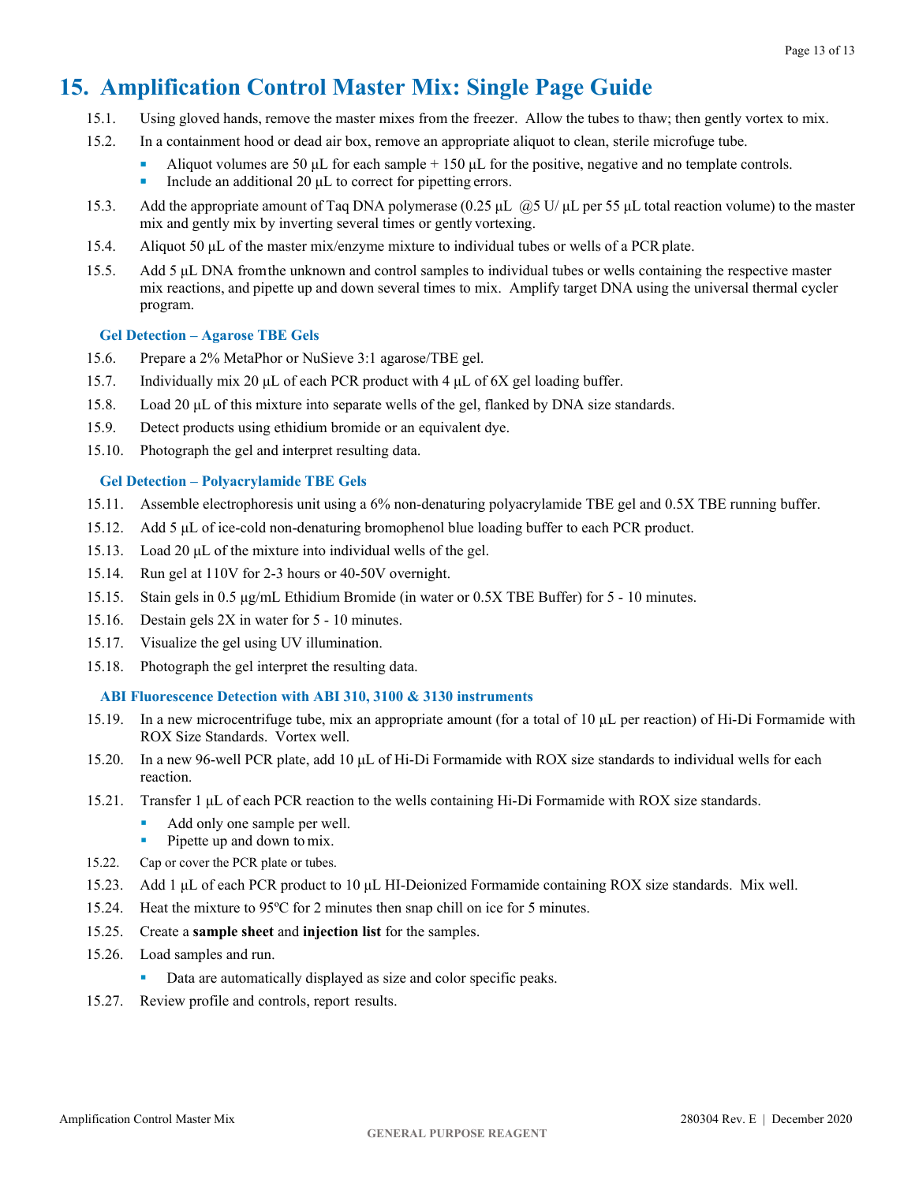## 15. Amplification Control Master Mix: Single Page Guide

15.1. Using gloved hands, remove the master mixes from the freezer. Allow the tubes to thaw; then gently vortex to mix.

15.2. In a containment hood or dead air box, remove an appropriate aliquot to clean, sterile microfuge tube.

- Aliquot volumes are 50 µL for each sample + 150 µL for the positive, negative and no template controls.
- Include an additional 20 µL to correct for pipetting errors.

15.3. Add the appropriate amount of Taq DNA polymerase (0.25 µL @5 U/ µL per 55 µL total reaction volume) to the master mix and gently mix by inverting several times or gently vortexing.

15.4. Aliquot 50 µL of the master mix/enzyme mixture to individual tubes or wells of a PCR plate.

15.5. Add 5 µL DNA fromthe unknown and control samples to individual tubes or wells containing the respective master mix reactions, and pipette up and down several times to mix. Amplify target DNA using the universal thermal cycler program.

### Gel Detection – Agarose TBE Gels

15.6. Prepare a 2% MetaPhor or NuSieve 3:1 agarose/TBE gel.

15.7. Individually mix 20 µL of each PCR product with 4 µL of 6X gel loading buffer.

15.8. Load 20 µL of this mixture into separate wells of the gel, flanked by DNA size standards.

15.9. Detect products using ethidium bromide or an equivalent dye.

15.10. Photograph the gel and interpret resulting data.

### Gel Detection – Polyacrylamide TBE Gels

15.11. Assemble electrophoresis unit using a 6% non-denaturing polyacrylamide TBE gel and 0.5X TBE running buffer.

15.12. Add 5 µL of ice-cold non-denaturing bromophenol blue loading buffer to each PCR product.

15.13. Load 20 µL of the mixture into individual wells of the gel.

15.14. Run gel at 110V for 2-3 hours or 40-50V overnight.

15.15. Stain gels in 0.5 µg/mL Ethidium Bromide (in water or 0.5X TBE Buffer) for 5 - 10 minutes.

15.16. Destain gels 2X in water for 5 - 10 minutes.

15.17. Visualize the gel using UV illumination.

15.18. Photograph the gel interpret the resulting data.

### ABI Fluorescence Detection with ABI 310, 3100 & 3130 instruments

15.19. In a new microcentrifuge tube, mix an appropriate amount (for a total of 10 µL per reaction) of Hi-Di Formamide with ROX Size Standards. Vortex well.

15.20. In a new 96-well PCR plate, add 10 µL of Hi-Di Formamide with ROX size standards to individual wells for each reaction.

15.21. Transfer 1 µL of each PCR reaction to the wells containing Hi-Di Formamide with ROX size standards.

- Add only one sample per well.
- Pipette up and down to mix.

15.22. Cap or cover the PCR plate or tubes.

15.23. Add 1 µL of each PCR product to 10 µL HI-Deionized Formamide containing ROX size standards. Mix well.

15.24. Heat the mixture to 95ºC for 2 minutes then snap chill on ice for 5 minutes.

15.25. Create a **sample sheet** and **injection list** for the samples.

15.26. Load samples and run.

- Data are automatically displayed as size and color specific peaks.

15.27. Review profile and controls, report results.

GENERAL PURPOSE REAGENT